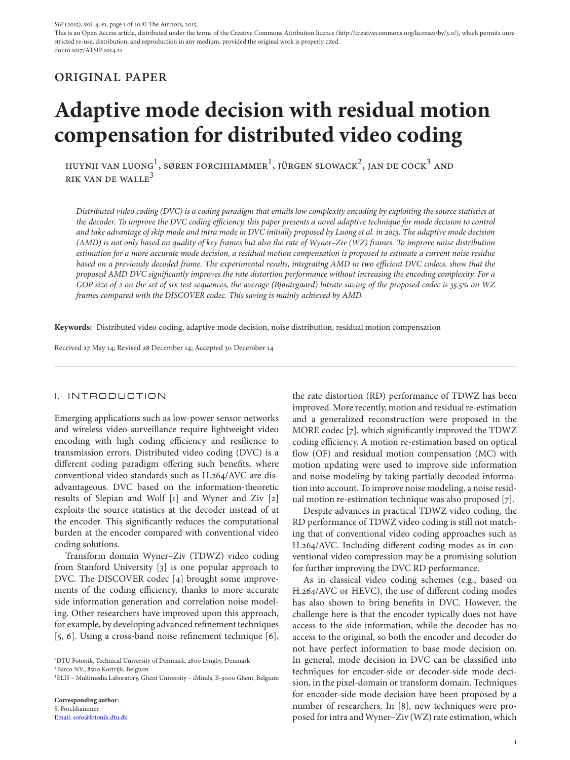ORIGINAL PAPER

# Adaptive mode decision with residual motion compensation for distributed video coding

HUYNH VAN LUONG[1], SØREN FORCHHAMMER[1], JÜRGEN SLOWACK[2], JAN DE COCK[3] AND RIK VAN DE WALLE[3]

*Distributed video coding (DVC) is a coding paradigm that entails low complexity encoding by exploiting the source statistics at the decoder. To improve the DVC coding efficiency, this paper presents a novel adaptive technique for mode decision to control and take advantage of skip mode and intra mode in DVC initially proposed by Luong et al. in 2013. The adaptive mode decision (AMD) is not only based on quality of key frames but also the rate of Wyner–Ziv (WZ) frames. To improve noise distribution estimation for a more accurate mode decision, a residual motion compensation is proposed to estimate a current noise residue based on a previously decoded frame. The experimental results, integrating AMD in two efficient DVC codecs, show that the proposed AMD DVC significantly improves the rate distortion performance without increasing the encoding complexity. For a GOP size of 2 on the set of six test sequences, the average (Bjøntegaard) bitrate saving of the proposed codec is 35.5% on WZ frames compared with the DISCOVER codec. This saving is mainly achieved by AMD.*

**Keywords:** Distributed video coding, adaptive mode decision, noise distribution, residual motion compensation

Received 27 May 14; Revised 28 December 14; Accepted 30 December 14

## I. INTRODUCTION

Emerging applications such as low-power sensor networks and wireless video surveillance require lightweight video encoding with high coding efficiency and resilience to transmission errors. Distributed video coding (DVC) is a different coding paradigm offering such benefits, where conventional video standards such as H.264/AVC are disadvantageous. DVC based on the information-theoretic results of Slepian and Wolf [1] and Wyner and Ziv [2] exploits the source statistics at the decoder instead of at the encoder. This significantly reduces the computational burden at the encoder compared with conventional video coding solutions.

Transform domain Wyner–Ziv (TDWZ) video coding from Stanford University [3] is one popular approach to DVC. The DISCOVER codec [4] brought some improvements of the coding efficiency, thanks to more accurate side information generation and correlation noise modeling. Other researchers have improved upon this approach, for example, by developing advanced refinement techniques [5, 6]. Using a cross-band noise refinement technique [6], the rate distortion (RD) performance of TDWZ has been improved. More recently, motion and residual re-estimation and a generalized reconstruction were proposed in the MORE codec [7], which significantly improved the TDWZ coding efficiency. A motion re-estimation based on optical flow (OF) and residual motion compensation (MC) with motion updating were used to improve side information and noise modeling by taking partially decoded information into account. To improve noise modeling, a noise residual motion re-estimation technique was also proposed [7].

Despite advances in practical TDWZ video coding, the RD performance of TDWZ video coding is still not matching that of conventional video coding approaches such as H.264/AVC. Including different coding modes as in conventional video compression may be a promising solution for further improving the DVC RD performance.

As in classical video coding schemes (e.g., based on H.264/AVC or HEVC), the use of different coding modes has also shown to bring benefits in DVC. However, the challenge here is that the encoder typically does not have access to the side information, while the decoder has no access to the original, so both the encoder and decoder do not have perfect information to base mode decision on. In general, mode decision in DVC can be classified into techniques for encoder-side or decoder-side mode decision, in the pixel-domain or transform domain. Techniques for encoder-side mode decision have been proposed by a number of researchers. In [8], new techniques were proposed for intra and Wyner–Ziv (WZ) rate estimation, which

[1]DTU Fotonik, Technical University of Denmark, 2800 Lyngby, Denmark
[2]Barco NV., 8500 Kortrijk, Belgium
[3]ELIS – Multimedia Laboratory, Ghent University – iMinds, B-9000 Ghent, Belgium

**Corresponding author:**
S. Forchhammer
Email: sofo@fotonik.dtu.dk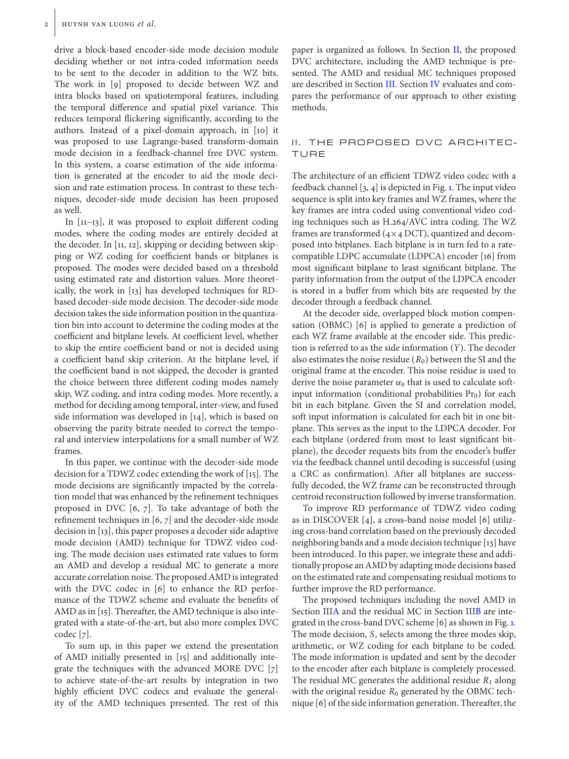drive a block-based encoder-side mode decision module deciding whether or not intra-coded information needs to be sent to the decoder in addition to the WZ bits. The work in [9] proposed to decide between WZ and intra blocks based on spatiotemporal features, including the temporal difference and spatial pixel variance. This reduces temporal flickering significantly, according to the authors. Instead of a pixel-domain approach, in [10] it was proposed to use Lagrange-based transform-domain mode decision in a feedback-channel free DVC system. In this system, a coarse estimation of the side information is generated at the encoder to aid the mode decision and rate estimation process. In contrast to these techniques, decoder-side mode decision has been proposed as well.

In [11–13], it was proposed to exploit different coding modes, where the coding modes are entirely decided at the decoder. In [11, 12], skipping or deciding between skipping or WZ coding for coefficient bands or bitplanes is proposed. The modes were decided based on a threshold using estimated rate and distortion values. More theoretically, the work in [13] has developed techniques for RD-based decoder-side mode decision. The decoder-side mode decision takes the side information position in the quantization bin into account to determine the coding modes at the coefficient and bitplane levels. At coefficient level, whether to skip the entire coefficient band or not is decided using a coefficient band skip criterion. At the bitplane level, if the coefficient band is not skipped, the decoder is granted the choice between three different coding modes namely skip, WZ coding, and intra coding modes. More recently, a method for deciding among temporal, inter-view, and fused side information was developed in [14], which is based on observing the parity bitrate needed to correct the temporal and interview interpolations for a small number of WZ frames.

In this paper, we continue with the decoder-side mode decision for a TDWZ codec extending the work of [15]. The mode decisions are significantly impacted by the correlation model that was enhanced by the refinement techniques proposed in DVC [6, 7]. To take advantage of both the refinement techniques in [6, 7] and the decoder-side mode decision in [13], this paper proposes a decoder side adaptive mode decision (AMD) technique for TDWZ video coding. The mode decision uses estimated rate values to form an AMD and develop a residual MC to generate a more accurate correlation noise. The proposed AMD is integrated with the DVC codec in [6] to enhance the RD performance of the TDWZ scheme and evaluate the benefits of AMD as in [15]. Thereafter, the AMD technique is also integrated with a state-of-the-art, but also more complex DVC codec [7].

To sum up, in this paper we extend the presentation of AMD initially presented in [15] and additionally integrate the techniques with the advanced MORE DVC [7] to achieve state-of-the-art results by integration in two highly efficient DVC codecs and evaluate the generality of the AMD techniques presented. The rest of this paper is organized as follows. In Section II, the proposed DVC architecture, including the AMD technique is presented. The AMD and residual MC techniques proposed are described in Section III. Section IV evaluates and compares the performance of our approach to other existing methods.

## II. THE PROPOSED DVC ARCHITECTURE

The architecture of an efficient TDWZ video codec with a feedback channel [3, 4] is depicted in Fig. 1. The input video sequence is split into key frames and WZ frames, where the key frames are intra coded using conventional video coding techniques such as H.264/AVC intra coding. The WZ frames are transformed ($4\times 4$ DCT), quantized and decomposed into bitplanes. Each bitplane is in turn fed to a rate-compatible LDPC accumulate (LDPCA) encoder [16] from most significant bitplane to least significant bitplane. The parity information from the output of the LDPCA encoder is stored in a buffer from which bits are requested by the decoder through a feedback channel.

At the decoder side, overlapped block motion compensation (OBMC) [6] is applied to generate a prediction of each WZ frame available at the encoder side. This prediction is referred to as the side information ($Y$). The decoder also estimates the noise residue ($R_0$) between the SI and the original frame at the encoder. This noise residue is used to derive the noise parameter $\alpha_0$ that is used to calculate soft-input information (conditional probabilities $\mathrm{Pr}_0$) for each bit in each bitplane. Given the SI and correlation model, soft input information is calculated for each bit in one bitplane. This serves as the input to the LDPCA decoder. For each bitplane (ordered from most to least significant bitplane), the decoder requests bits from the encoder's buffer via the feedback channel until decoding is successful (using a CRC as confirmation). After all bitplanes are successfully decoded, the WZ frame can be reconstructed through centroid reconstruction followed by inverse transformation.

To improve RD performance of TDWZ video coding as in DISCOVER [4], a cross-band noise model [6] utilizing cross-band correlation based on the previously decoded neighboring bands and a mode decision technique [13] have been introduced. In this paper, we integrate these and additionally propose an AMD by adapting mode decisions based on the estimated rate and compensating residual motions to further improve the RD performance.

The proposed techniques including the novel AMD in Section IIIA and the residual MC in Section IIIB are integrated in the cross-band DVC scheme [6] as shown in Fig. 1. The mode decision, $S$, selects among the three modes skip, arithmetic, or WZ coding for each bitplane to be coded. The mode information is updated and sent by the decoder to the encoder after each bitplane is completely processed. The residual MC generates the additional residue $R_1$ along with the original residue $R_0$ generated by the OBMC technique [6] of the side information generation. Thereafter, the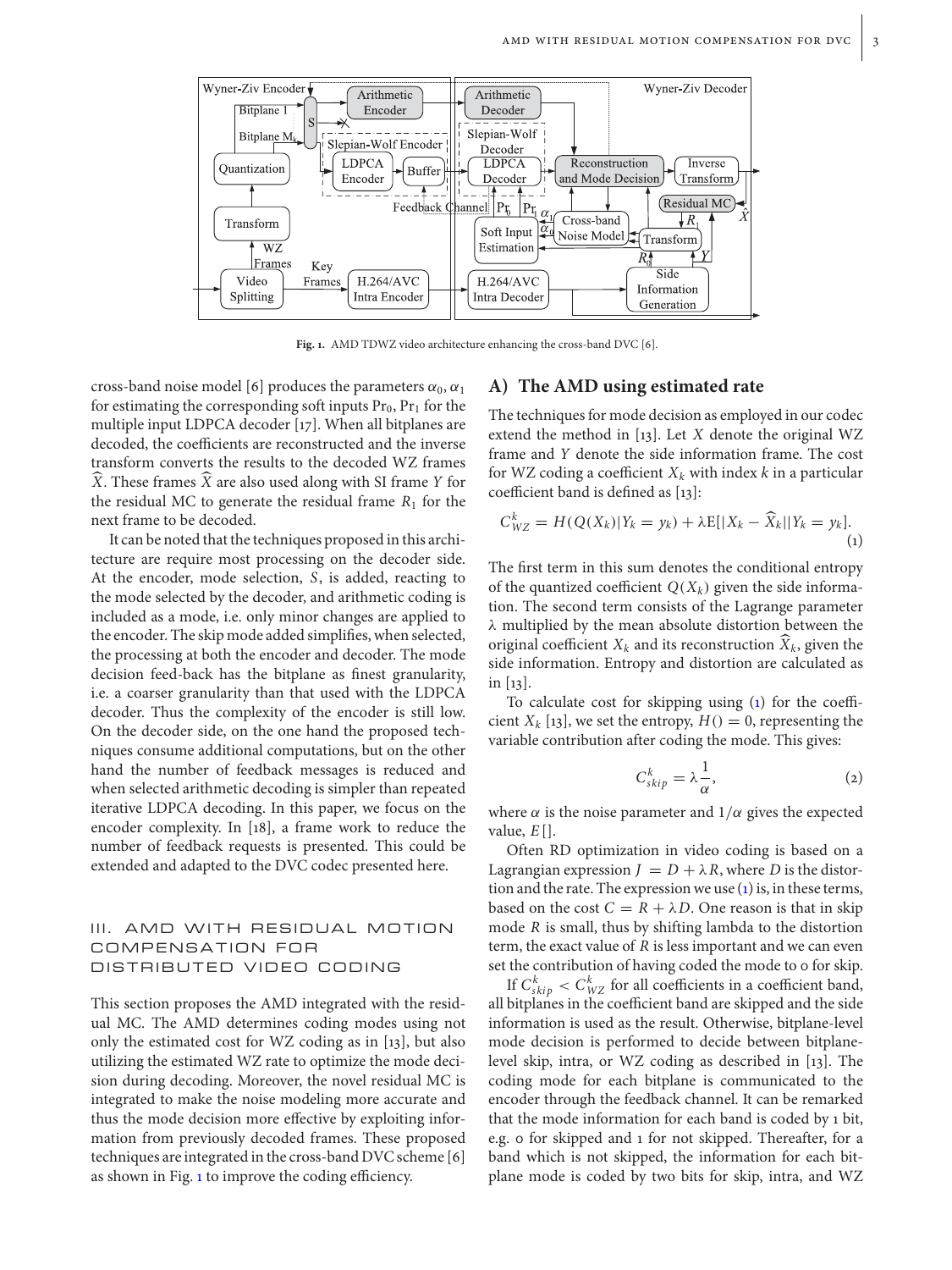Fig. 1. AMD TDWZ video architecture enhancing the cross-band DVC [6].

cross-band noise model [6] produces the parameters $\alpha_0, \alpha_1$ for estimating the corresponding soft inputs $\Pr_0$, $\Pr_1$ for the multiple input LDPCA decoder [17]. When all bitplanes are decoded, the coefficients are reconstructed and the inverse transform converts the results to the decoded WZ frames $\widehat{X}$. These frames $\widehat{X}$ are also used along with SI frame $Y$ for the residual MC to generate the residual frame $R_1$ for the next frame to be decoded.

It can be noted that the techniques proposed in this architecture are require most processing on the decoder side. At the encoder, mode selection, $S$, is added, reacting to the mode selected by the decoder, and arithmetic coding is included as a mode, i.e. only minor changes are applied to the encoder. The skip mode added simplifies, when selected, the processing at both the encoder and decoder. The mode decision feed-back has the bitplane as finest granularity, i.e. a coarser granularity than that used with the LDPCA decoder. Thus the complexity of the encoder is still low. On the decoder side, on the one hand the proposed techniques consume additional computations, but on the other hand the number of feedback messages is reduced and when selected arithmetic decoding is simpler than repeated iterative LDPCA decoding. In this paper, we focus on the encoder complexity. In [18], a frame work to reduce the number of feedback requests is presented. This could be extended and adapted to the DVC codec presented here.

## III. AMD WITH RESIDUAL MOTION COMPENSATION FOR DISTRIBUTED VIDEO CODING

This section proposes the AMD integrated with the residual MC. The AMD determines coding modes using not only the estimated cost for WZ coding as in [13], but also utilizing the estimated WZ rate to optimize the mode decision during decoding. Moreover, the novel residual MC is integrated to make the noise modeling more accurate and thus the mode decision more effective by exploiting information from previously decoded frames. These proposed techniques are integrated in the cross-band DVC scheme [6] as shown in Fig. 1 to improve the coding efficiency.

### A) The AMD using estimated rate

The techniques for mode decision as employed in our codec extend the method in [13]. Let $X$ denote the original WZ frame and $Y$ denote the side information frame. The cost for WZ coding a coefficient $X_k$ with index $k$ in a particular coefficient band is defined as [13]:

$$C_{WZ}^{k} = H(Q(X_k)|Y_k = y_k) + \lambda \mathrm{E}[|X_k - \widehat{X}_k||Y_k = y_k]. \quad (1)$$

The first term in this sum denotes the conditional entropy of the quantized coefficient $Q(X_k)$ given the side information. The second term consists of the Lagrange parameter $\lambda$ multiplied by the mean absolute distortion between the original coefficient $X_k$ and its reconstruction $\widehat{X}_k$, given the side information. Entropy and distortion are calculated as in [13].

To calculate cost for skipping using (1) for the coefficient $X_k$ [13], we set the entropy, $H() = 0$, representing the variable contribution after coding the mode. This gives:

$$C_{skip}^{k} = \lambda \frac{1}{\alpha}, \quad (2)$$

where $\alpha$ is the noise parameter and $1/\alpha$ gives the expected value, $E[]$.

Often RD optimization in video coding is based on a Lagrangian expression $J = D + \lambda R$, where $D$ is the distortion and the rate. The expression we use (1) is, in these terms, based on the cost $C = R + \lambda D$. One reason is that in skip mode $R$ is small, thus by shifting lambda to the distortion term, the exact value of $R$ is less important and we can even set the contribution of having coded the mode to 0 for skip.

If $C_{skip}^{k} < C_{WZ}^{k}$ for all coefficients in a coefficient band, all bitplanes in the coefficient band are skipped and the side information is used as the result. Otherwise, bitplane-level mode decision is performed to decide between bitplane-level skip, intra, or WZ coding as described in [13]. The coding mode for each bitplane is communicated to the encoder through the feedback channel. It can be remarked that the mode information for each band is coded by 1 bit, e.g. 0 for skipped and 1 for not skipped. Thereafter, for a band which is not skipped, the information for each bitplane mode is coded by two bits for skip, intra, and WZ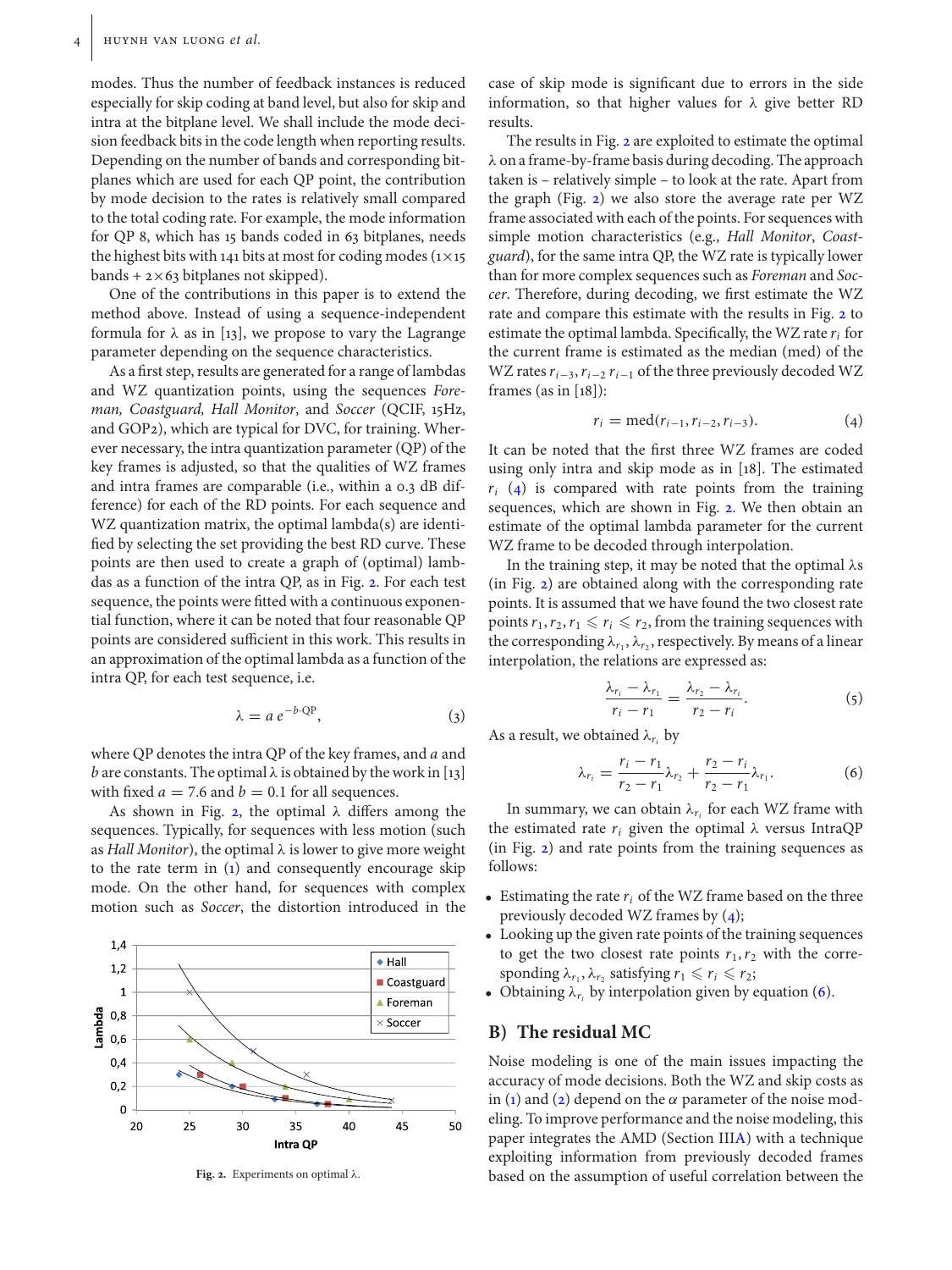modes. Thus the number of feedback instances is reduced especially for skip coding at band level, but also for skip and intra at the bitplane level. We shall include the mode decision feedback bits in the code length when reporting results. Depending on the number of bands and corresponding bitplanes which are used for each QP point, the contribution by mode decision to the rates is relatively small compared to the total coding rate. For example, the mode information for QP 8, which has 15 bands coded in 63 bitplanes, needs the highest bits with 141 bits at most for coding modes ($1\times 15$ bands + $2\times 63$ bitplanes not skipped).

One of the contributions in this paper is to extend the method above. Instead of using a sequence-independent formula for λ as in [13], we propose to vary the Lagrange parameter depending on the sequence characteristics.

As a first step, results are generated for a range of lambdas and WZ quantization points, using the sequences *Foreman, Coastguard, Hall Monitor*, and *Soccer* (QCIF, 15Hz, and GOP2), which are typical for DVC, for training. Wherever necessary, the intra quantization parameter (QP) of the key frames is adjusted, so that the qualities of WZ frames and intra frames are comparable (i.e., within a 0.3 dB difference) for each of the RD points. For each sequence and WZ quantization matrix, the optimal lambda(s) are identified by selecting the set providing the best RD curve. These points are then used to create a graph of (optimal) lambdas as a function of the intra QP, as in Fig. 2. For each test sequence, the points were fitted with a continuous exponential function, where it can be noted that four reasonable QP points are considered sufficient in this work. This results in an approximation of the optimal lambda as a function of the intra QP, for each test sequence, i.e.

$$\lambda = a\, e^{-b\cdot \mathrm{QP}}, \tag{3}$$

where QP denotes the intra QP of the key frames, and $a$ and $b$ are constants. The optimal λ is obtained by the work in [13] with fixed $a = 7.6$ and $b = 0.1$ for all sequences.

As shown in Fig. 2, the optimal λ differs among the sequences. Typically, for sequences with less motion (such as *Hall Monitor*), the optimal λ is lower to give more weight to the rate term in (1) and consequently encourage skip mode. On the other hand, for sequences with complex motion such as *Soccer*, the distortion introduced in the case of skip mode is significant due to errors in the side information, so that higher values for λ give better RD results.

Fig. 2. Experiments on optimal λ.

The results in Fig. 2 are exploited to estimate the optimal λ on a frame-by-frame basis during decoding. The approach taken is – relatively simple – to look at the rate. Apart from the graph (Fig. 2) we also store the average rate per WZ frame associated with each of the points. For sequences with simple motion characteristics (e.g., *Hall Monitor*, *Coastguard*), for the same intra QP, the WZ rate is typically lower than for more complex sequences such as *Foreman* and *Soccer*. Therefore, during decoding, we first estimate the WZ rate and compare this estimate with the results in Fig. 2 to estimate the optimal lambda. Specifically, the WZ rate $r_i$ for the current frame is estimated as the median (med) of the WZ rates $r_{i-3}, r_{i-2}\, r_{i-1}$ of the three previously decoded WZ frames (as in [18]):

$$r_i = \mathrm{med}(r_{i-1}, r_{i-2}, r_{i-3}). \tag{4}$$

It can be noted that the first three WZ frames are coded using only intra and skip mode as in [18]. The estimated $r_i$ (4) is compared with rate points from the training sequences, which are shown in Fig. 2. We then obtain an estimate of the optimal lambda parameter for the current WZ frame to be decoded through interpolation.

In the training step, it may be noted that the optimal λs (in Fig. 2) are obtained along with the corresponding rate points. It is assumed that we have found the two closest rate points $r_1, r_2, r_1 \leqslant r_i \leqslant r_2$, from the training sequences with the corresponding $\lambda_{r_1}, \lambda_{r_2}$, respectively. By means of a linear interpolation, the relations are expressed as:

$$\frac{\lambda_{r_i} - \lambda_{r_1}}{r_i - r_1} = \frac{\lambda_{r_2} - \lambda_{r_i}}{r_2 - r_i}. \tag{5}$$

As a result, we obtained $\lambda_{r_i}$ by

$$\lambda_{r_i} = \frac{r_i - r_1}{r_2 - r_1}\lambda_{r_2} + \frac{r_2 - r_i}{r_2 - r_1}\lambda_{r_1}. \tag{6}$$

In summary, we can obtain $\lambda_{r_i}$ for each WZ frame with the estimated rate $r_i$ given the optimal λ versus IntraQP (in Fig. 2) and rate points from the training sequences as follows:

- Estimating the rate $r_i$ of the WZ frame based on the three previously decoded WZ frames by (4);
- Looking up the given rate points of the training sequences to get the two closest rate points $r_1, r_2$ with the corresponding $\lambda_{r_1}, \lambda_{r_2}$ satisfying $r_1 \leqslant r_i \leqslant r_2$;
- Obtaining $\lambda_{r_i}$ by interpolation given by equation (6).

## B) The residual MC

Noise modeling is one of the main issues impacting the accuracy of mode decisions. Both the WZ and skip costs as in (1) and (2) depend on the $\alpha$ parameter of the noise modeling. To improve performance and the noise modeling, this paper integrates the AMD (Section IIIA) with a technique exploiting information from previously decoded frames based on the assumption of useful correlation between the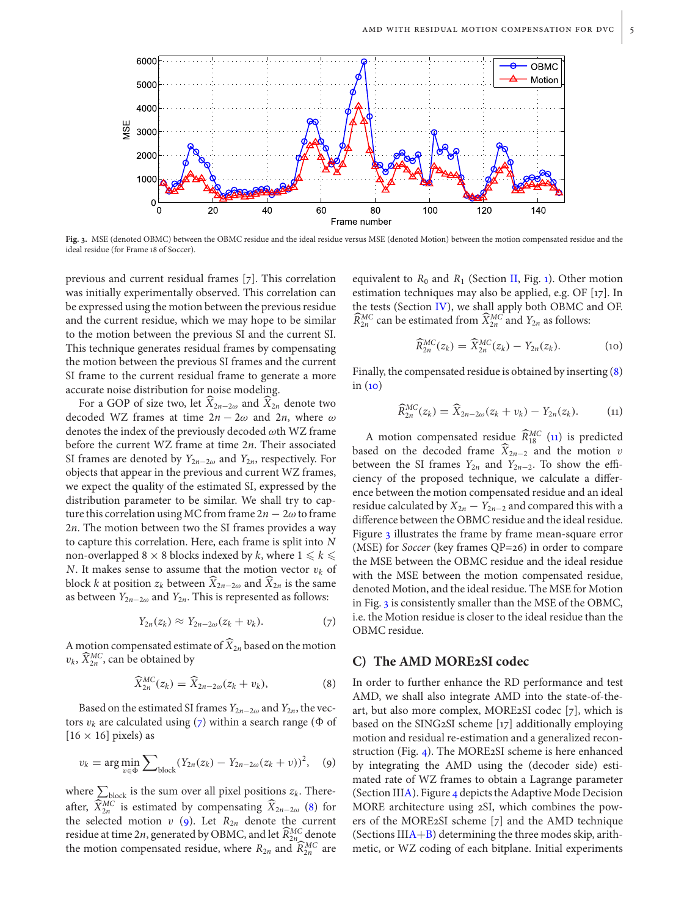Fig. 3. MSE (denoted OBMC) between the OBMC residue and the ideal residue versus MSE (denoted Motion) between the motion compensated residue and the ideal residue (for Frame 18 of Soccer).

previous and current residual frames [7]. This correlation was initially experimentally observed. This correlation can be expressed using the motion between the previous residue and the current residue, which we may hope to be similar to the motion between the previous SI and the current SI. This technique generates residual frames by compensating the motion between the previous SI frames and the current SI frame to the current residual frame to generate a more accurate noise distribution for noise modeling.

For a GOP of size two, let $\widehat{X}_{2n-2\omega}$ and $\widehat{X}_{2n}$ denote two decoded WZ frames at time $2n-2\omega$ and $2n$, where $\omega$ denotes the index of the previously decoded $\omega$th WZ frame before the current WZ frame at time $2n$. Their associated SI frames are denoted by $Y_{2n-2\omega}$ and $Y_{2n}$, respectively. For objects that appear in the previous and current WZ frames, we expect the quality of the estimated SI, expressed by the distribution parameter to be similar. We shall try to capture this correlation using MC from frame $2n-2\omega$ to frame $2n$. The motion between two the SI frames provides a way to capture this correlation. Here, each frame is split into $N$ non-overlapped $8 \times 8$ blocks indexed by $k$, where $1 \leqslant k \leqslant N$. It makes sense to assume that the motion vector $v_k$ of block $k$ at position $z_k$ between $\widehat{X}_{2n-2\omega}$ and $\widehat{X}_{2n}$ is the same as between $Y_{2n-2\omega}$ and $Y_{2n}$. This is represented as follows:

$$Y_{2n}(z_k) \approx Y_{2n-2\omega}(z_k + v_k). \tag{7}$$

A motion compensated estimate of $\widehat{X}_{2n}$ based on the motion $v_k$, $\widehat{X}^{MC}_{2n}$, can be obtained by

$$\widehat{X}^{MC}_{2n}(z_k) = \widehat{X}_{2n-2\omega}(z_k + v_k), \tag{8}$$

Based on the estimated SI frames $Y_{2n-2\omega}$ and $Y_{2n}$, the vectors $v_k$ are calculated using (7) within a search range ($\Phi$ of $[16 \times 16]$ pixels) as

$$v_k = \arg\min_{v \in \Phi} \sum\nolimits_{\text{block}} (Y_{2n}(z_k) - Y_{2n-2\omega}(z_k + v))^2, \tag{9}$$

where $\sum_{\text{block}}$ is the sum over all pixel positions $z_k$. Thereafter, $\widehat{X}^{MC}_{2n}$ is estimated by compensating $\widehat{X}_{2n-2\omega}$ (8) for the selected motion $v$ (9). Let $R_{2n}$ denote the current residue at time $2n$, generated by OBMC, and let $\widehat{R}^{MC}_{2n}$ denote the motion compensated residue, where $R_{2n}$ and $\widehat{R}^{MC}_{2n}$ are equivalent to $R_0$ and $R_1$ (Section II, Fig. 1). Other motion estimation techniques may also be applied, e.g. OF [17]. In the tests (Section IV), we shall apply both OBMC and OF. $\widehat{R}^{MC}_{2n}$ can be estimated from $\widehat{X}^{MC}_{2n}$ and $Y_{2n}$ as follows:

$$\widehat{R}^{MC}_{2n}(z_k) = \widehat{X}^{MC}_{2n}(z_k) - Y_{2n}(z_k). \tag{10}$$

Finally, the compensated residue is obtained by inserting (8) in (10)

$$\widehat{R}^{MC}_{2n}(z_k) = \widehat{X}_{2n-2\omega}(z_k + v_k) - Y_{2n}(z_k). \tag{11}$$

A motion compensated residue $\widehat{R}^{MC}_{18}$ (11) is predicted based on the decoded frame $\widehat{X}_{2n-2}$ and the motion $v$ between the SI frames $Y_{2n}$ and $Y_{2n-2}$. To show the efficiency of the proposed technique, we calculate a difference between the motion compensated residue and an ideal residue calculated by $X_{2n} - Y_{2n-2}$ and compared this with a difference between the OBMC residue and the ideal residue. Figure 3 illustrates the frame by frame mean-square error (MSE) for *Soccer* (key frames QP=26) in order to compare the MSE between the OBMC residue and the ideal residue with the MSE between the motion compensated residue, denoted Motion, and the ideal residue. The MSE for Motion in Fig. 3 is consistently smaller than the MSE of the OBMC, i.e. the Motion residue is closer to the ideal residue than the OBMC residue.

## C) The AMD MORE2SI codec

In order to further enhance the RD performance and test AMD, we shall also integrate AMD into the state-of-the-art, but also more complex, MORE2SI codec [7], which is based on the SING2SI scheme [17] additionally employing motion and residual re-estimation and a generalized reconstruction (Fig. 4). The MORE2SI scheme is here enhanced by integrating the AMD using the (decoder side) estimated rate of WZ frames to obtain a Lagrange parameter (Section IIIA). Figure 4 depicts the Adaptive Mode Decision MORE architecture using 2SI, which combines the powers of the MORE2SI scheme [7] and the AMD technique (Sections IIIA+B) determining the three modes skip, arithmetic, or WZ coding of each bitplane. Initial experiments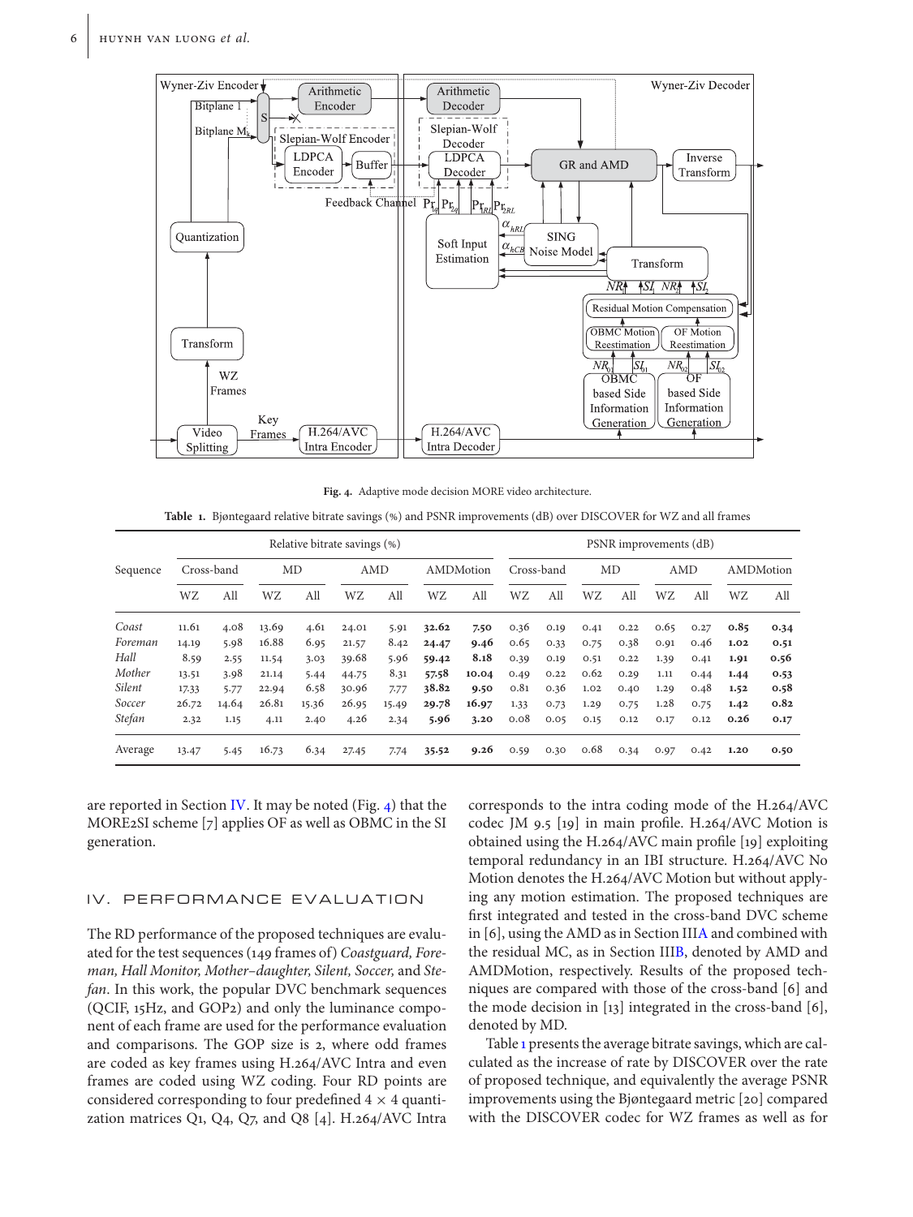Fig. 4. Adaptive mode decision MORE video architecture.

Table 1. Bjøntegaard relative bitrate savings (%) and PSNR improvements (dB) over DISCOVER for WZ and all frames

| Sequence | Relative bitrate savings (%) | | | | | | | | PSNR improvements (dB) | | | | | | | |
|---|---|---|---|---|---|---|---|---|---|---|---|---|---|---|---|---|
| | Cross-band | | MD | | AMD | | AMDMotion | | Cross-band | | MD | | AMD | | AMDMotion | |
| | WZ | All | WZ | All | WZ | All | WZ | All | WZ | All | WZ | All | WZ | All | WZ | All |
| *Coast* | 11.61 | 4.08 | 13.69 | 4.61 | 24.01 | 5.91 | **32.62** | **7.50** | 0.36 | 0.19 | 0.41 | 0.22 | 0.65 | 0.27 | **0.85** | **0.34** |
| *Foreman* | 14.19 | 5.98 | 16.88 | 6.95 | 21.57 | 8.42 | **24.47** | **9.46** | 0.65 | 0.33 | 0.75 | 0.38 | 0.91 | 0.46 | **1.02** | **0.51** |
| *Hall* | 8.59 | 2.55 | 11.54 | 3.03 | 39.68 | 5.96 | **59.42** | **8.18** | 0.39 | 0.19 | 0.51 | 0.22 | 1.39 | 0.41 | **1.91** | **0.56** |
| *Mother* | 13.51 | 3.98 | 21.14 | 5.44 | 44.75 | 8.31 | **57.58** | **10.04** | 0.49 | 0.22 | 0.62 | 0.29 | 1.11 | 0.44 | **1.44** | **0.53** |
| *Silent* | 17.33 | 5.77 | 22.94 | 6.58 | 30.96 | 7.77 | **38.82** | **9.50** | 0.81 | 0.36 | 1.02 | 0.40 | 1.29 | 0.48 | **1.52** | **0.58** |
| *Soccer* | 26.72 | 14.64 | 26.81 | 15.36 | 26.95 | 15.49 | **29.78** | **16.97** | 1.33 | 0.73 | 1.29 | 0.75 | 1.28 | 0.75 | **1.42** | **0.82** |
| *Stefan* | 2.32 | 1.15 | 4.11 | 2.40 | 4.26 | 2.34 | **5.96** | **3.20** | 0.08 | 0.05 | 0.15 | 0.12 | 0.17 | 0.12 | **0.26** | **0.17** |
| Average | 13.47 | 5.45 | 16.73 | 6.34 | 27.45 | 7.74 | **35.52** | **9.26** | 0.59 | 0.30 | 0.68 | 0.34 | 0.97 | 0.42 | **1.20** | **0.50** |

are reported in Section IV. It may be noted (Fig. 4) that the MORE2SI scheme [7] applies OF as well as OBMC in the SI generation.

## IV. PERFORMANCE EVALUATION

The RD performance of the proposed techniques are evaluated for the test sequences (149 frames of) *Coastguard, Foreman, Hall Monitor, Mother–daughter, Silent, Soccer,* and *Stefan*. In this work, the popular DVC benchmark sequences (QCIF, 15Hz, and GOP2) and only the luminance component of each frame are used for the performance evaluation and comparisons. The GOP size is 2, where odd frames are coded as key frames using H.264/AVC Intra and even frames are coded using WZ coding. Four RD points are considered corresponding to four predefined $4 \times 4$ quantization matrices Q1, Q4, Q7, and Q8 [4]. H.264/AVC Intra corresponds to the intra coding mode of the H.264/AVC codec JM 9.5 [19] in main profile. H.264/AVC Motion is obtained using the H.264/AVC main profile [19] exploiting temporal redundancy in an IBI structure. H.264/AVC No Motion denotes the H.264/AVC Motion but without applying any motion estimation. The proposed techniques are first integrated and tested in the cross-band DVC scheme in [6], using the AMD as in Section IIIA and combined with the residual MC, as in Section IIIB, denoted by AMD and AMDMotion, respectively. Results of the proposed techniques are compared with those of the cross-band [6] and the mode decision in [13] integrated in the cross-band [6], denoted by MD.

Table 1 presents the average bitrate savings, which are calculated as the increase of rate by DISCOVER over the rate of proposed technique, and equivalently the average PSNR improvements using the Bjøntegaard metric [20] compared with the DISCOVER codec for WZ frames as well as for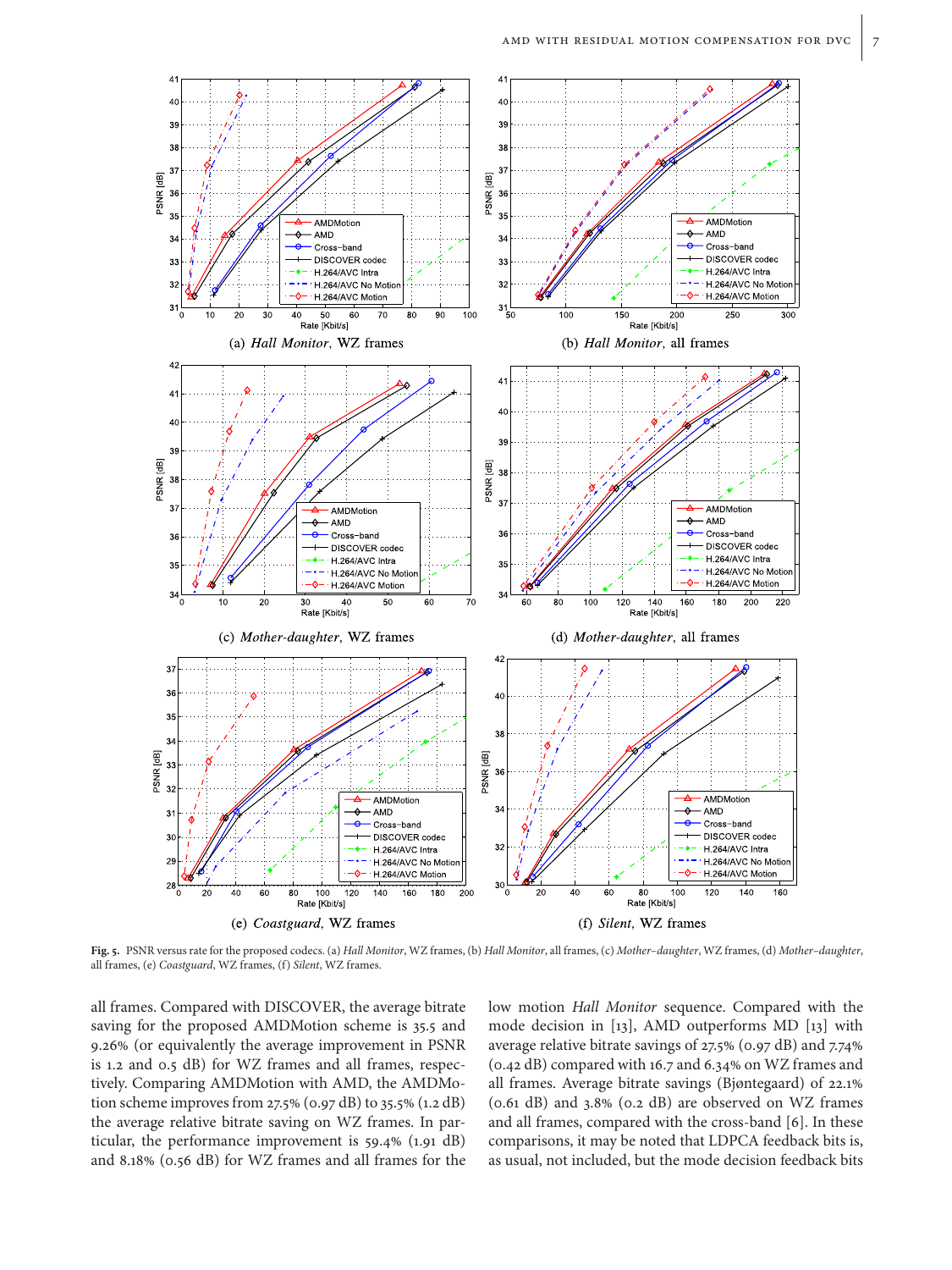Fig. 5. PSNR versus rate for the proposed codecs. (a) *Hall Monitor*, WZ frames, (b) *Hall Monitor*, all frames, (c) *Mother–daughter*, WZ frames, (d) *Mother–daughter*, all frames, (e) *Coastguard*, WZ frames, (f) *Silent*, WZ frames.

all frames. Compared with DISCOVER, the average bitrate saving for the proposed AMDMotion scheme is 35.5 and 9.26% (or equivalently the average improvement in PSNR is 1.2 and 0.5 dB) for WZ frames and all frames, respectively. Comparing AMDMotion with AMD, the AMDMotion scheme improves from 27.5% (0.97 dB) to 35.5% (1.2 dB) the average relative bitrate saving on WZ frames. In particular, the performance improvement is 59.4% (1.91 dB) and 8.18% (0.56 dB) for WZ frames and all frames for the low motion *Hall Monitor* sequence. Compared with the mode decision in [13], AMD outperforms MD [13] with average relative bitrate savings of 27.5% (0.97 dB) and 7.74% (0.42 dB) compared with 16.7 and 6.34% on WZ frames and all frames. Average bitrate savings (Bjøntegaard) of 22.1% (0.61 dB) and 3.8% (0.2 dB) are observed on WZ frames and all frames, compared with the cross-band [6]. In these comparisons, it may be noted that LDPCA feedback bits is, as usual, not included, but the mode decision feedback bits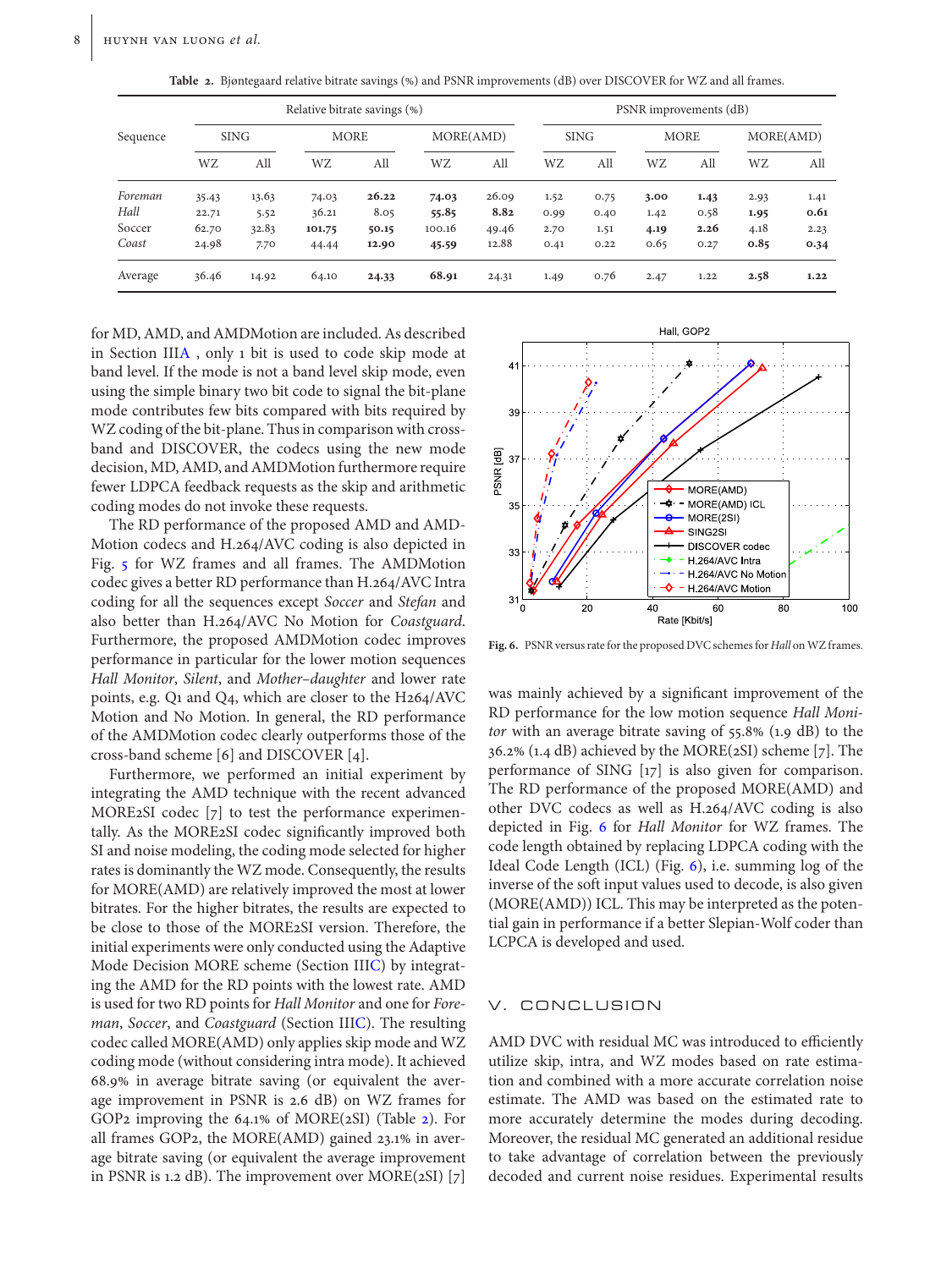**Table 2.** Bjøntegaard relative bitrate savings (%) and PSNR improvements (dB) over DISCOVER for WZ and all frames.

| Sequence | Relative bitrate savings (%) | | | | | | PSNR improvements (dB) | | | | | |
|---|---|---|---|---|---|---|---|---|---|---|---|---|
| | SING | | MORE | | MORE(AMD) | | SING | | MORE | | MORE(AMD) | |
| | WZ | All | WZ | All | WZ | All | WZ | All | WZ | All | WZ | All |
| *Foreman* | 35.43 | 13.63 | 74.03 | **26.22** | **74.03** | 26.09 | 1.52 | 0.75 | **3.00** | **1.43** | 2.93 | 1.41 |
| *Hall* | 22.71 | 5.52 | 36.21 | 8.05 | **55.85** | **8.82** | 0.99 | 0.40 | 1.42 | 0.58 | **1.95** | **0.61** |
| Soccer | 62.70 | 32.83 | **101.75** | **50.15** | 100.16 | 49.46 | 2.70 | 1.51 | **4.19** | **2.26** | 4.18 | 2.23 |
| *Coast* | 24.98 | 7.70 | 44.44 | **12.90** | **45.59** | 12.88 | 0.41 | 0.22 | 0.65 | 0.27 | **0.85** | **0.34** |
| Average | 36.46 | 14.92 | 64.10 | **24.33** | **68.91** | 24.31 | 1.49 | 0.76 | 2.47 | 1.22 | **2.58** | **1.22** |

for MD, AMD, and AMDMotion are included. As described in Section IIIA , only 1 bit is used to code skip mode at band level. If the mode is not a band level skip mode, even using the simple binary two bit code to signal the bit-plane mode contributes few bits compared with bits required by WZ coding of the bit-plane. Thus in comparison with cross-band and DISCOVER, the codecs using the new mode decision, MD, AMD, and AMDMotion furthermore require fewer LDPCA feedback requests as the skip and arithmetic coding modes do not invoke these requests.

The RD performance of the proposed AMD and AMDMotion codecs and H.264/AVC coding is also depicted in Fig. 5 for WZ frames and all frames. The AMDMotion codec gives a better RD performance than H.264/AVC Intra coding for all the sequences except *Soccer* and *Stefan* and also better than H.264/AVC No Motion for *Coastguard*. Furthermore, the proposed AMDMotion codec improves performance in particular for the lower motion sequences *Hall Monitor*, *Silent*, and *Mother–daughter* and lower rate points, e.g. Q1 and Q4, which are closer to the H264/AVC Motion and No Motion. In general, the RD performance of the AMDMotion codec clearly outperforms those of the cross-band scheme [6] and DISCOVER [4].

Furthermore, we performed an initial experiment by integrating the AMD technique with the recent advanced MORE2SI codec [7] to test the performance experimentally. As the MORE2SI codec significantly improved both SI and noise modeling, the coding mode selected for higher rates is dominantly the WZ mode. Consequently, the results for MORE(AMD) are relatively improved the most at lower bitrates. For the higher bitrates, the results are expected to be close to those of the MORE2SI version. Therefore, the initial experiments were only conducted using the Adaptive Mode Decision MORE scheme (Section IIIC) by integrating the AMD for the RD points with the lowest rate. AMD is used for two RD points for *Hall Monitor* and one for *Foreman*, *Soccer*, and *Coastguard* (Section IIIC). The resulting codec called MORE(AMD) only applies skip mode and WZ coding mode (without considering intra mode). It achieved 68.9% in average bitrate saving (or equivalent the average improvement in PSNR is 2.6 dB) on WZ frames for GOP2 improving the 64.1% of MORE(2SI) (Table 2). For all frames GOP2, the MORE(AMD) gained 23.1% in average bitrate saving (or equivalent the average improvement in PSNR is 1.2 dB). The improvement over MORE(2SI) [7] was mainly achieved by a significant improvement of the RD performance for the low motion sequence *Hall Monitor* with an average bitrate saving of 55.8% (1.9 dB) to the 36.2% (1.4 dB) achieved by the MORE(2SI) scheme [7]. The performance of SING [17] is also given for comparison. The RD performance of the proposed MORE(AMD) and other DVC codecs as well as H.264/AVC coding is also depicted in Fig. 6 for *Hall Monitor* for WZ frames. The code length obtained by replacing LDPCA coding with the Ideal Code Length (ICL) (Fig. 6), i.e. summing log of the inverse of the soft input values used to decode, is also given (MORE(AMD)) ICL. This may be interpreted as the potential gain in performance if a better Slepian-Wolf coder than LCPCA is developed and used.

**Fig. 6.** PSNR versus rate for the proposed DVC schemes for *Hall* on WZ frames.

## V. CONCLUSION

AMD DVC with residual MC was introduced to efficiently utilize skip, intra, and WZ modes based on rate estimation and combined with a more accurate correlation noise estimate. The AMD was based on the estimated rate to more accurately determine the modes during decoding. Moreover, the residual MC generated an additional residue to take advantage of correlation between the previously decoded and current noise residues. Experimental results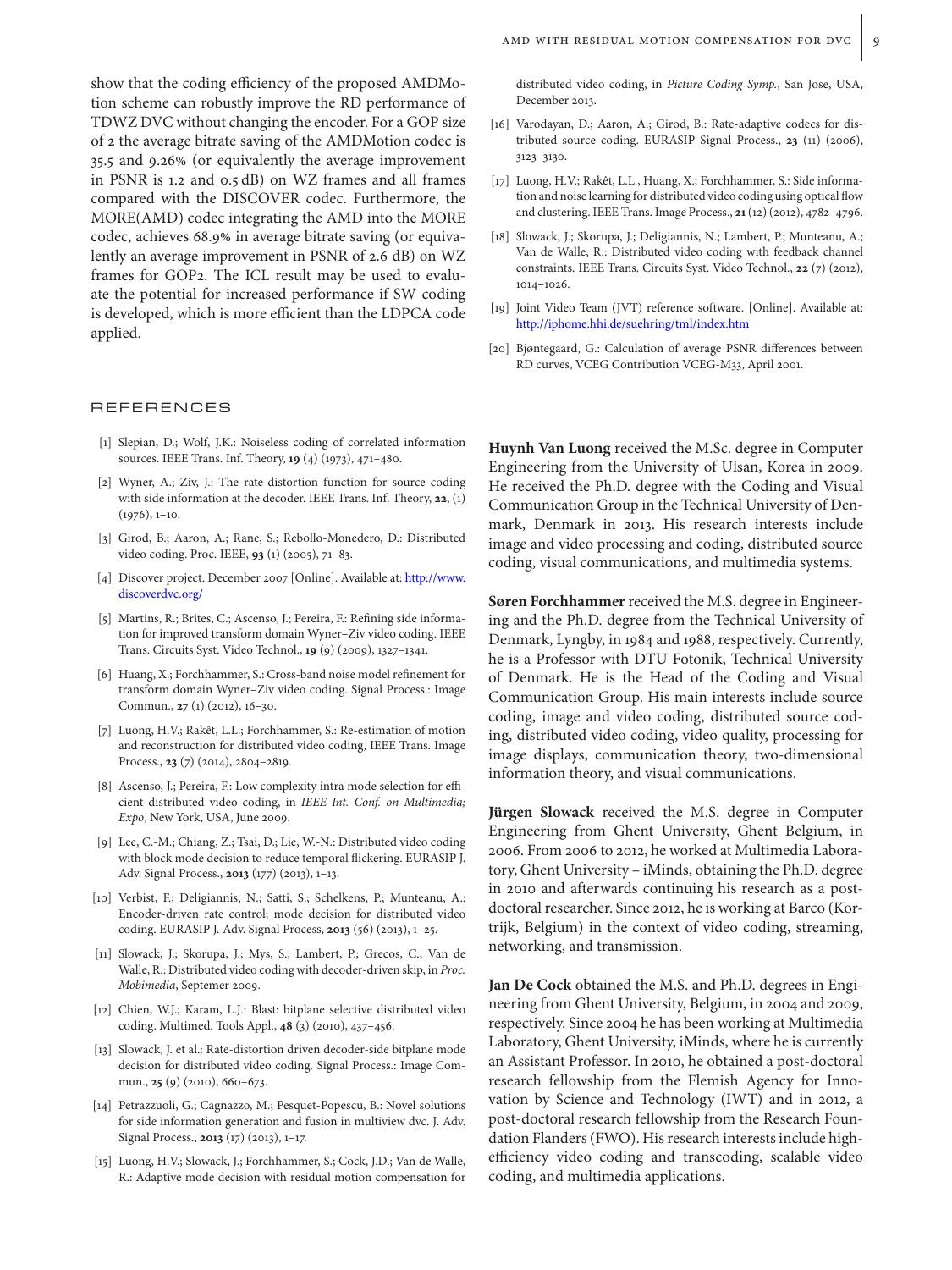show that the coding efficiency of the proposed AMDMotion scheme can robustly improve the RD performance of TDWZ DVC without changing the encoder. For a GOP size of 2 the average bitrate saving of the AMDMotion codec is 35.5 and 9.26% (or equivalently the average improvement in PSNR is 1.2 and 0.5 dB) on WZ frames and all frames compared with the DISCOVER codec. Furthermore, the MORE(AMD) codec integrating the AMD into the MORE codec, achieves 68.9% in average bitrate saving (or equivalently an average improvement in PSNR of 2.6 dB) on WZ frames for GOP2. The ICL result may be used to evaluate the potential for increased performance if SW coding is developed, which is more efficient than the LDPCA code applied.

## REFERENCES

[1] Slepian, D.; Wolf, J.K.: Noiseless coding of correlated information sources. IEEE Trans. Inf. Theory, **19** (4) (1973), 471–480.

[2] Wyner, A.; Ziv, J.: The rate-distortion function for source coding with side information at the decoder. IEEE Trans. Inf. Theory, **22**, (1) (1976), 1–10.

[3] Girod, B.; Aaron, A.; Rane, S.; Rebollo-Monedero, D.: Distributed video coding. Proc. IEEE, **93** (1) (2005), 71–83.

[4] Discover project. December 2007 [Online]. Available at: http://www.discoverdvc.org/

[5] Martins, R.; Brites, C.; Ascenso, J.; Pereira, F.: Refining side information for improved transform domain Wyner–Ziv video coding. IEEE Trans. Circuits Syst. Video Technol., **19** (9) (2009), 1327–1341.

[6] Huang, X.; Forchhammer, S.: Cross-band noise model refinement for transform domain Wyner–Ziv video coding. Signal Process.: Image Commun., **27** (1) (2012), 16–30.

[7] Luong, H.V.; Rakêt, L.L.; Forchhammer, S.: Re-estimation of motion and reconstruction for distributed video coding, IEEE Trans. Image Process., **23** (7) (2014), 2804–2819.

[8] Ascenso, J.; Pereira, F.: Low complexity intra mode selection for efficient distributed video coding, in *IEEE Int. Conf. on Multimedia; Expo*, New York, USA, June 2009.

[9] Lee, C.-M.; Chiang, Z.; Tsai, D.; Lie, W.-N.: Distributed video coding with block mode decision to reduce temporal flickering. EURASIP J. Adv. Signal Process., **2013** (177) (2013), 1–13.

[10] Verbist, F.; Deligiannis, N.; Satti, S.; Schelkens, P.; Munteanu, A.: Encoder-driven rate control; mode decision for distributed video coding. EURASIP J. Adv. Signal Process, **2013** (56) (2013), 1–25.

[11] Slowack, J.; Skorupa, J.; Mys, S.; Lambert, P.; Grecos, C.; Van de Walle, R.: Distributed video coding with decoder-driven skip, in *Proc. Mobimedia*, Septemer 2009.

[12] Chien, W.J.; Karam, L.J.: Blast: bitplane selective distributed video coding. Multimed. Tools Appl., **48** (3) (2010), 437–456.

[13] Slowack, J. et al.: Rate-distortion driven decoder-side bitplane mode decision for distributed video coding. Signal Process.: Image Commun., **25** (9) (2010), 660–673.

[14] Petrazzuoli, G.; Cagnazzo, M.; Pesquet-Popescu, B.: Novel solutions for side information generation and fusion in multiview dvc. J. Adv. Signal Process., **2013** (17) (2013), 1–17.

[15] Luong, H.V.; Slowack, J.; Forchhammer, S.; Cock, J.D.; Van de Walle, R.: Adaptive mode decision with residual motion compensation for distributed video coding, in *Picture Coding Symp.*, San Jose, USA, December 2013.

[16] Varodayan, D.; Aaron, A.; Girod, B.: Rate-adaptive codecs for distributed source coding. EURASIP Signal Process., **23** (11) (2006), 3123–3130.

[17] Luong, H.V.; Rakêt, L.L., Huang, X.; Forchhammer, S.: Side information and noise learning for distributed video coding using optical flow and clustering. IEEE Trans. Image Process., **21** (12) (2012), 4782–4796.

[18] Slowack, J.; Skorupa, J.; Deligiannis, N.; Lambert, P.; Munteanu, A.; Van de Walle, R.: Distributed video coding with feedback channel constraints. IEEE Trans. Circuits Syst. Video Technol., **22** (7) (2012), 1014–1026.

[19] Joint Video Team (JVT) reference software. [Online]. Available at: http://iphome.hhi.de/suehring/tml/index.htm

[20] Bjøntegaard, G.: Calculation of average PSNR differences between RD curves, VCEG Contribution VCEG-M33, April 2001.

**Huynh Van Luong** received the M.Sc. degree in Computer Engineering from the University of Ulsan, Korea in 2009. He received the Ph.D. degree with the Coding and Visual Communication Group in the Technical University of Denmark, Denmark in 2013. His research interests include image and video processing and coding, distributed source coding, visual communications, and multimedia systems.

**Søren Forchhammer** received the M.S. degree in Engineering and the Ph.D. degree from the Technical University of Denmark, Lyngby, in 1984 and 1988, respectively. Currently, he is a Professor with DTU Fotonik, Technical University of Denmark. He is the Head of the Coding and Visual Communication Group. His main interests include source coding, image and video coding, distributed source coding, distributed video coding, video quality, processing for image displays, communication theory, two-dimensional information theory, and visual communications.

**Jürgen Slowack** received the M.S. degree in Computer Engineering from Ghent University, Ghent Belgium, in 2006. From 2006 to 2012, he worked at Multimedia Laboratory, Ghent University – iMinds, obtaining the Ph.D. degree in 2010 and afterwards continuing his research as a postdoctoral researcher. Since 2012, he is working at Barco (Kortrijk, Belgium) in the context of video coding, streaming, networking, and transmission.

**Jan De Cock** obtained the M.S. and Ph.D. degrees in Engineering from Ghent University, Belgium, in 2004 and 2009, respectively. Since 2004 he has been working at Multimedia Laboratory, Ghent University, iMinds, where he is currently an Assistant Professor. In 2010, he obtained a post-doctoral research fellowship from the Flemish Agency for Innovation by Science and Technology (IWT) and in 2012, a post-doctoral research fellowship from the Research Foundation Flanders (FWO). His research interests include high-efficiency video coding and transcoding, scalable video coding, and multimedia applications.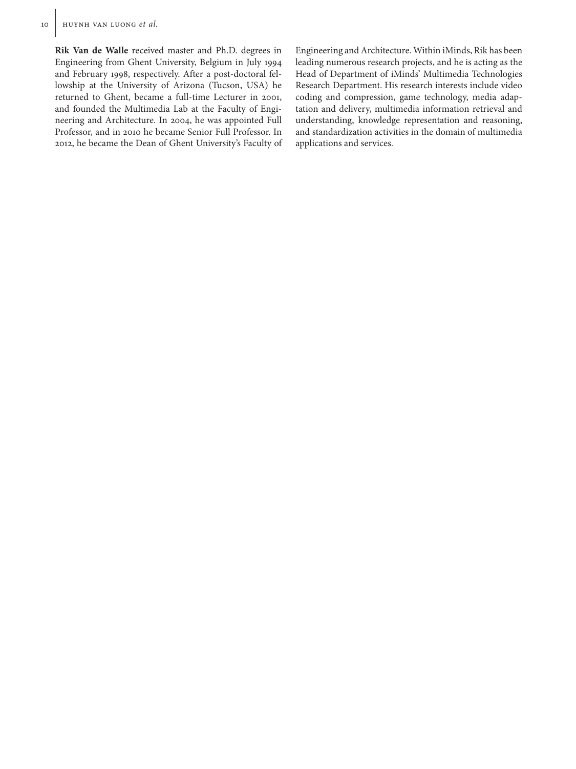**Rik Van de Walle** received master and Ph.D. degrees in Engineering from Ghent University, Belgium in July 1994 and February 1998, respectively. After a post-doctoral fellowship at the University of Arizona (Tucson, USA) he returned to Ghent, became a full-time Lecturer in 2001, and founded the Multimedia Lab at the Faculty of Engineering and Architecture. In 2004, he was appointed Full Professor, and in 2010 he became Senior Full Professor. In 2012, he became the Dean of Ghent University's Faculty of Engineering and Architecture. Within iMinds, Rik has been leading numerous research projects, and he is acting as the Head of Department of iMinds' Multimedia Technologies Research Department. His research interests include video coding and compression, game technology, media adaptation and delivery, multimedia information retrieval and understanding, knowledge representation and reasoning, and standardization activities in the domain of multimedia applications and services.